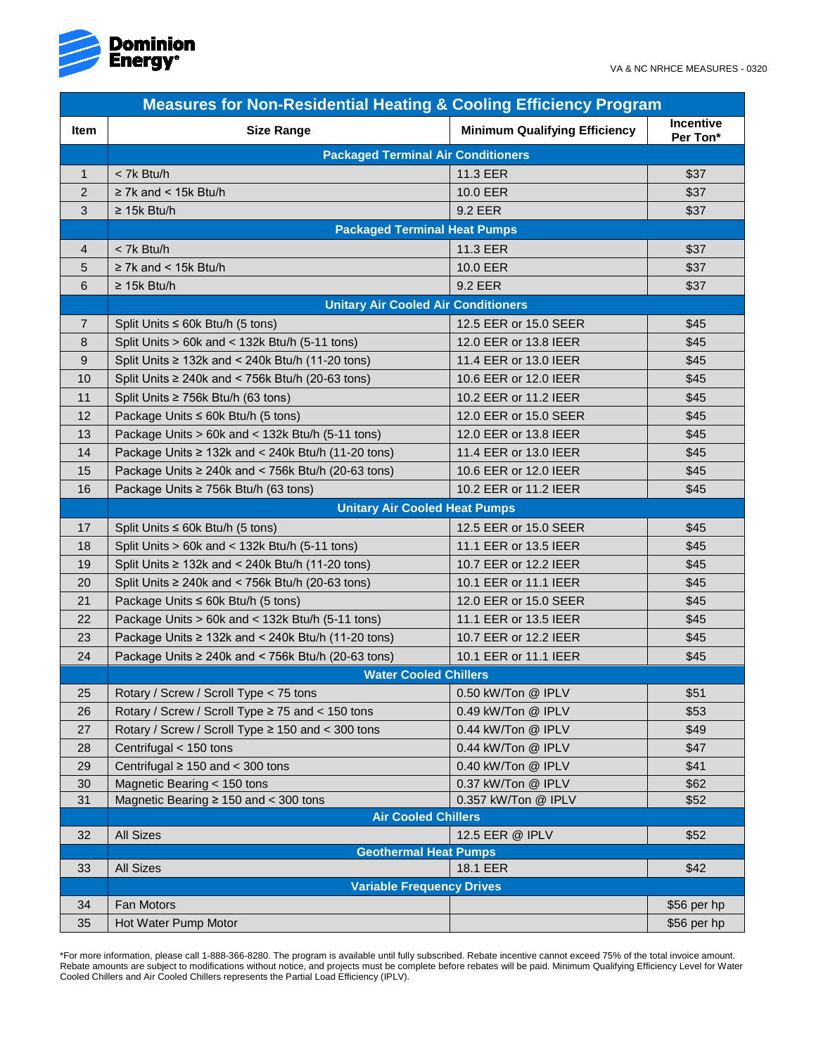VA & NC NRHCE MEASURES - 0320

# Measures for Non-Residential Heating & Cooling Efficiency Program

| Item | Size Range | Minimum Qualifying Efficiency | Incentive Per Ton* |
|---|---|---|---|
| | **Packaged Terminal Air Conditioners** | | |
| 1 | < 7k Btu/h | 11.3 EER | $37 |
| 2 | ≥ 7k and < 15k Btu/h | 10.0 EER | $37 |
| 3 | ≥ 15k Btu/h | 9.2 EER | $37 |
| | **Packaged Terminal Heat Pumps** | | |
| 4 | < 7k Btu/h | 11.3 EER | $37 |
| 5 | ≥ 7k and < 15k Btu/h | 10.0 EER | $37 |
| 6 | ≥ 15k Btu/h | 9.2 EER | $37 |
| | **Unitary Air Cooled Air Conditioners** | | |
| 7 | Split Units ≤ 60k Btu/h (5 tons) | 12.5 EER or 15.0 SEER | $45 |
| 8 | Split Units > 60k and < 132k Btu/h (5-11 tons) | 12.0 EER or 13.8 IEER | $45 |
| 9 | Split Units ≥ 132k and < 240k Btu/h (11-20 tons) | 11.4 EER or 13.0 IEER | $45 |
| 10 | Split Units ≥ 240k and < 756k Btu/h (20-63 tons) | 10.6 EER or 12.0 IEER | $45 |
| 11 | Split Units ≥ 756k Btu/h (63 tons) | 10.2 EER or 11.2 IEER | $45 |
| 12 | Package Units ≤ 60k Btu/h (5 tons) | 12.0 EER or 15.0 SEER | $45 |
| 13 | Package Units > 60k and < 132k Btu/h (5-11 tons) | 12.0 EER or 13.8 IEER | $45 |
| 14 | Package Units ≥ 132k and < 240k Btu/h (11-20 tons) | 11.4 EER or 13.0 IEER | $45 |
| 15 | Package Units ≥ 240k and < 756k Btu/h (20-63 tons) | 10.6 EER or 12.0 IEER | $45 |
| 16 | Package Units ≥ 756k Btu/h (63 tons) | 10.2 EER or 11.2 IEER | $45 |
| | **Unitary Air Cooled Heat Pumps** | | |
| 17 | Split Units ≤ 60k Btu/h (5 tons) | 12.5 EER or 15.0 SEER | $45 |
| 18 | Split Units > 60k and < 132k Btu/h (5-11 tons) | 11.1 EER or 13.5 IEER | $45 |
| 19 | Split Units ≥ 132k and < 240k Btu/h (11-20 tons) | 10.7 EER or 12.2 IEER | $45 |
| 20 | Split Units ≥ 240k and < 756k Btu/h (20-63 tons) | 10.1 EER or 11.1 IEER | $45 |
| 21 | Package Units ≤ 60k Btu/h (5 tons) | 12.0 EER or 15.0 SEER | $45 |
| 22 | Package Units > 60k and < 132k Btu/h (5-11 tons) | 11.1 EER or 13.5 IEER | $45 |
| 23 | Package Units ≥ 132k and < 240k Btu/h (11-20 tons) | 10.7 EER or 12.2 IEER | $45 |
| 24 | Package Units ≥ 240k and < 756k Btu/h (20-63 tons) | 10.1 EER or 11.1 IEER | $45 |
| | **Water Cooled Chillers** | | |
| 25 | Rotary / Screw / Scroll Type < 75 tons | 0.50 kW/Ton @ IPLV | $51 |
| 26 | Rotary / Screw / Scroll Type ≥ 75 and < 150 tons | 0.49 kW/Ton @ IPLV | $53 |
| 27 | Rotary / Screw / Scroll Type ≥ 150 and < 300 tons | 0.44 kW/Ton @ IPLV | $49 |
| 28 | Centrifugal < 150 tons | 0.44 kW/Ton @ IPLV | $47 |
| 29 | Centrifugal ≥ 150 and < 300 tons | 0.40 kW/Ton @ IPLV | $41 |
| 30 | Magnetic Bearing < 150 tons | 0.37 kW/Ton @ IPLV | $62 |
| 31 | Magnetic Bearing ≥ 150 and < 300 tons | 0.357 kW/Ton @ IPLV | $52 |
| | **Air Cooled Chillers** | | |
| 32 | All Sizes | 12.5 EER @ IPLV | $52 |
| | **Geothermal Heat Pumps** | | |
| 33 | All Sizes | 18.1 EER | $42 |
| | **Variable Frequency Drives** | | |
| 34 | Fan Motors | | $56 per hp |
| 35 | Hot Water Pump Motor | | $56 per hp |

*For more information, please call 1-888-366-8280. The program is available until fully subscribed. Rebate incentive cannot exceed 75% of the total invoice amount. Rebate amounts are subject to modifications without notice, and projects must be complete before rebates will be paid. Minimum Qualifying Efficiency Level for Water Cooled Chillers and Air Cooled Chillers represents the Partial Load Efficiency (IPLV).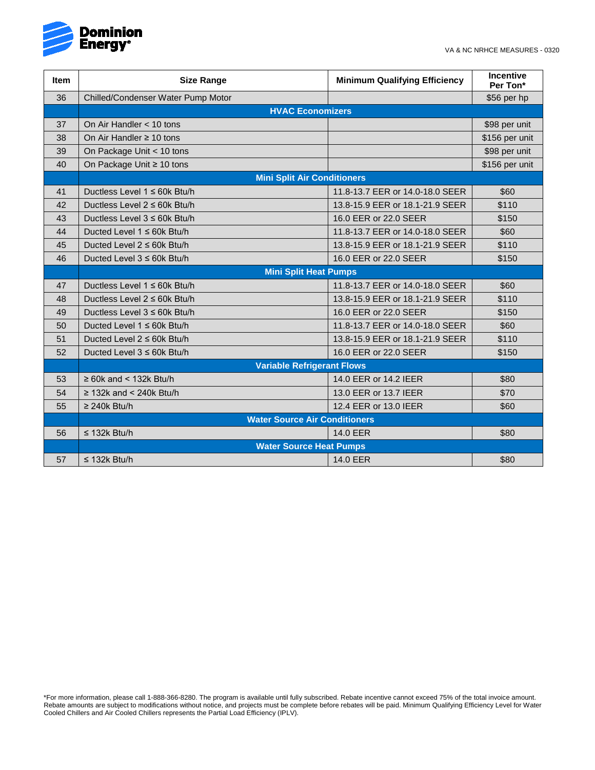| Item | Size Range | Minimum Qualifying Efficiency | Incentive Per Ton* |
|---|---|---|---|
| 36 | Chilled/Condenser Water Pump Motor | | $56 per hp |
| | **HVAC Economizers** | | |
| 37 | On Air Handler < 10 tons | | $98 per unit |
| 38 | On Air Handler ≥ 10 tons | | $156 per unit |
| 39 | On Package Unit < 10 tons | | $98 per unit |
| 40 | On Package Unit ≥ 10 tons | | $156 per unit |
| | **Mini Split Air Conditioners** | | |
| 41 | Ductless Level 1 ≤ 60k Btu/h | 11.8-13.7 EER or 14.0-18.0 SEER | $60 |
| 42 | Ductless Level 2 ≤ 60k Btu/h | 13.8-15.9 EER or 18.1-21.9 SEER | $110 |
| 43 | Ductless Level 3 ≤ 60k Btu/h | 16.0 EER or 22.0 SEER | $150 |
| 44 | Ducted Level 1 ≤ 60k Btu/h | 11.8-13.7 EER or 14.0-18.0 SEER | $60 |
| 45 | Ducted Level 2 ≤ 60k Btu/h | 13.8-15.9 EER or 18.1-21.9 SEER | $110 |
| 46 | Ducted Level 3 ≤ 60k Btu/h | 16.0 EER or 22.0 SEER | $150 |
| | **Mini Split Heat Pumps** | | |
| 47 | Ductless Level 1 ≤ 60k Btu/h | 11.8-13.7 EER or 14.0-18.0 SEER | $60 |
| 48 | Ductless Level 2 ≤ 60k Btu/h | 13.8-15.9 EER or 18.1-21.9 SEER | $110 |
| 49 | Ductless Level 3 ≤ 60k Btu/h | 16.0 EER or 22.0 SEER | $150 |
| 50 | Ducted Level 1 ≤ 60k Btu/h | 11.8-13.7 EER or 14.0-18.0 SEER | $60 |
| 51 | Ducted Level 2 ≤ 60k Btu/h | 13.8-15.9 EER or 18.1-21.9 SEER | $110 |
| 52 | Ducted Level 3 ≤ 60k Btu/h | 16.0 EER or 22.0 SEER | $150 |
| | **Variable Refrigerant Flows** | | |
| 53 | ≥ 60k and < 132k Btu/h | 14.0 EER or 14.2 IEER | $80 |
| 54 | ≥ 132k and < 240k Btu/h | 13.0 EER or 13.7 IEER | $70 |
| 55 | ≥ 240k Btu/h | 12.4 EER or 13.0 IEER | $60 |
| | **Water Source Air Conditioners** | | |
| 56 | ≤ 132k Btu/h | 14.0 EER | $80 |
| | **Water Source Heat Pumps** | | |
| 57 | ≤ 132k Btu/h | 14.0 EER | $80 |

*For more information, please call 1-888-366-8280. The program is available until fully subscribed. Rebate incentive cannot exceed 75% of the total invoice amount. Rebate amounts are subject to modifications without notice, and projects must be complete before rebates will be paid. Minimum Qualifying Efficiency Level for Water Cooled Chillers and Air Cooled Chillers represents the Partial Load Efficiency (IPLV).